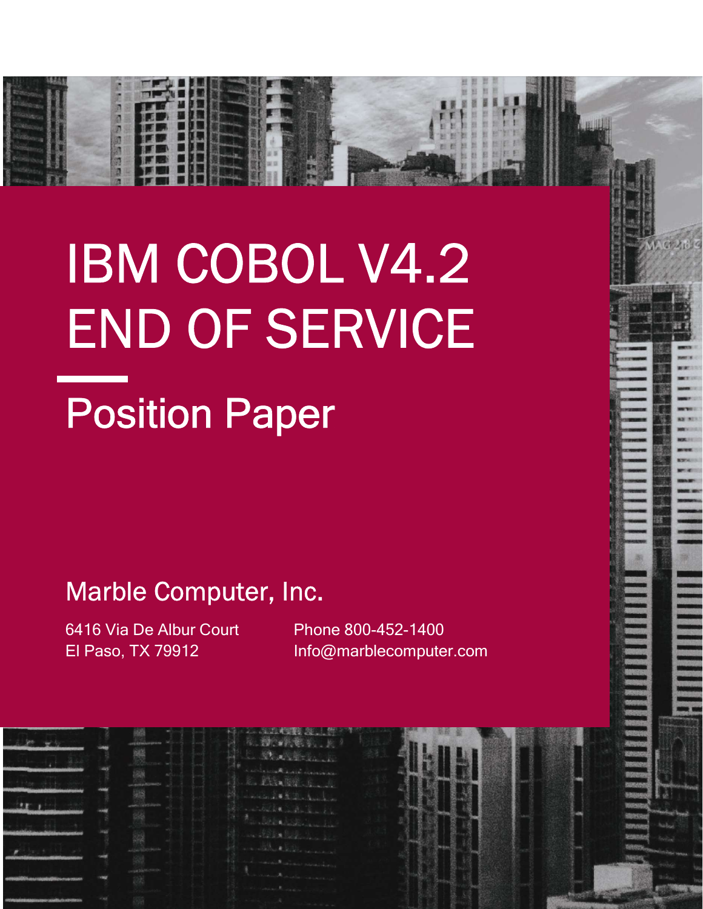# IBM COBOL V4.2 END OF SERVICE

## Position Paper

### Marble Computer, Inc.

6416 Via De Albur Court
El Paso, TX 79912

Phone 800-452-1400
Info@marblecomputer.com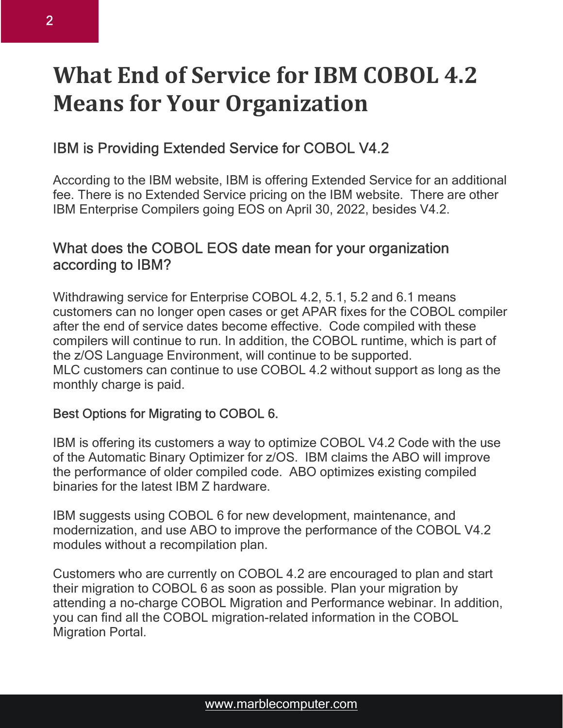# What End of Service for IBM COBOL 4.2 Means for Your Organization

## IBM is Providing Extended Service for COBOL V4.2

According to the IBM website, IBM is offering Extended Service for an additional fee. There is no Extended Service pricing on the IBM website. There are other IBM Enterprise Compilers going EOS on April 30, 2022, besides V4.2.

## What does the COBOL EOS date mean for your organization according to IBM?

Withdrawing service for Enterprise COBOL 4.2, 5.1, 5.2 and 6.1 means customers can no longer open cases or get APAR fixes for the COBOL compiler after the end of service dates become effective. Code compiled with these compilers will continue to run. In addition, the COBOL runtime, which is part of the z/OS Language Environment, will continue to be supported.
MLC customers can continue to use COBOL 4.2 without support as long as the monthly charge is paid.

### Best Options for Migrating to COBOL 6.

IBM is offering its customers a way to optimize COBOL V4.2 Code with the use of the Automatic Binary Optimizer for z/OS. IBM claims the ABO will improve the performance of older compiled code. ABO optimizes existing compiled binaries for the latest IBM Z hardware.

IBM suggests using COBOL 6 for new development, maintenance, and modernization, and use ABO to improve the performance of the COBOL V4.2 modules without a recompilation plan.

Customers who are currently on COBOL 4.2 are encouraged to plan and start their migration to COBOL 6 as soon as possible. Plan your migration by attending a no-charge COBOL Migration and Performance webinar. In addition, you can find all the COBOL migration-related information in the COBOL Migration Portal.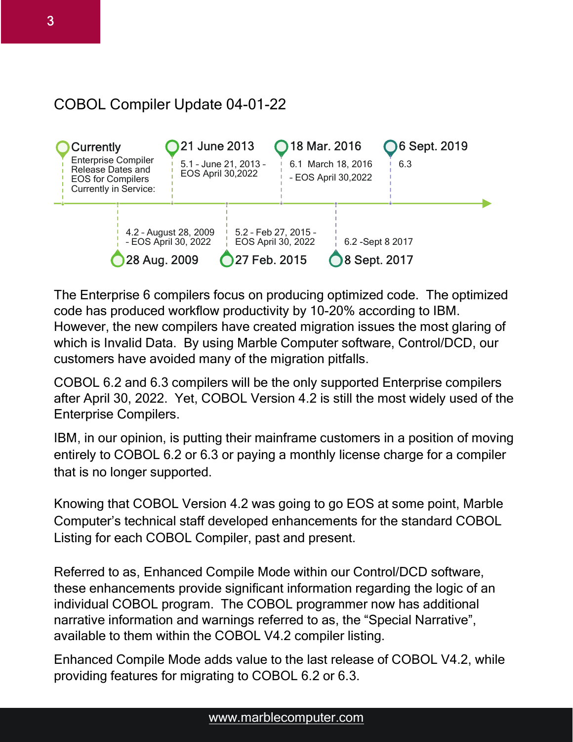## COBOL Compiler Update 04-01-22

**Currently**
Enterprise Compiler Release Dates and EOS for Compilers Currently in Service:

**28 Aug. 2009**
4.2 - August 28, 2009 - EOS April 30, 2022

**21 June 2013**
5.1 - June 21, 2013 - EOS April 30,2022

**27 Feb. 2015**
5.2 - Feb 27, 2015 - EOS April 30, 2022

**18 Mar. 2016**
6.1 March 18, 2016 - EOS April 30,2022

**8 Sept. 2017**
6.2 -Sept 8 2017

**6 Sept. 2019**
6.3

The Enterprise 6 compilers focus on producing optimized code. The optimized code has produced workflow productivity by 10-20% according to IBM. However, the new compilers have created migration issues the most glaring of which is Invalid Data. By using Marble Computer software, Control/DCD, our customers have avoided many of the migration pitfalls.

COBOL 6.2 and 6.3 compilers will be the only supported Enterprise compilers after April 30, 2022. Yet, COBOL Version 4.2 is still the most widely used of the Enterprise Compilers.

IBM, in our opinion, is putting their mainframe customers in a position of moving entirely to COBOL 6.2 or 6.3 or paying a monthly license charge for a compiler that is no longer supported.

Knowing that COBOL Version 4.2 was going to go EOS at some point, Marble Computer's technical staff developed enhancements for the standard COBOL Listing for each COBOL Compiler, past and present.

Referred to as, Enhanced Compile Mode within our Control/DCD software, these enhancements provide significant information regarding the logic of an individual COBOL program. The COBOL programmer now has additional narrative information and warnings referred to as, the "Special Narrative", available to them within the COBOL V4.2 compiler listing.

Enhanced Compile Mode adds value to the last release of COBOL V4.2, while providing features for migrating to COBOL 6.2 or 6.3.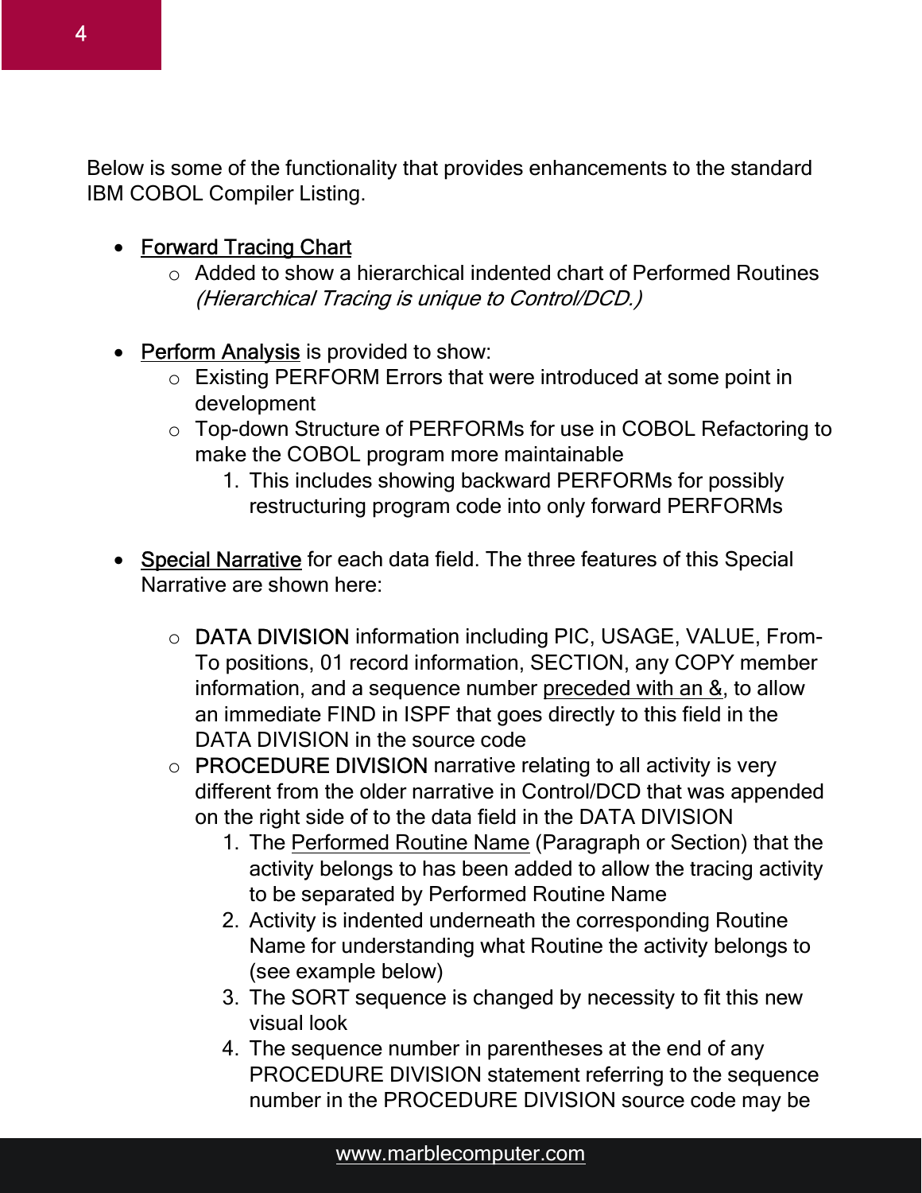Below is some of the functionality that provides enhancements to the standard IBM COBOL Compiler Listing.

- Forward Tracing Chart
  - Added to show a hierarchical indented chart of Performed Routines *(Hierarchical Tracing is unique to Control/DCD.)*

- Perform Analysis is provided to show:
  - Existing PERFORM Errors that were introduced at some point in development
  - Top-down Structure of PERFORMs for use in COBOL Refactoring to make the COBOL program more maintainable
    1. This includes showing backward PERFORMs for possibly restructuring program code into only forward PERFORMs

- Special Narrative for each data field. The three features of this Special Narrative are shown here:

  - DATA DIVISION information including PIC, USAGE, VALUE, From-To positions, 01 record information, SECTION, any COPY member information, and a sequence number preceded with an &, to allow an immediate FIND in ISPF that goes directly to this field in the DATA DIVISION in the source code
  - PROCEDURE DIVISION narrative relating to all activity is very different from the older narrative in Control/DCD that was appended on the right side of to the data field in the DATA DIVISION
    1. The Performed Routine Name (Paragraph or Section) that the activity belongs to has been added to allow the tracing activity to be separated by Performed Routine Name
    2. Activity is indented underneath the corresponding Routine Name for understanding what Routine the activity belongs to (see example below)
    3. The SORT sequence is changed by necessity to fit this new visual look
    4. The sequence number in parentheses at the end of any PROCEDURE DIVISION statement referring to the sequence number in the PROCEDURE DIVISION source code may be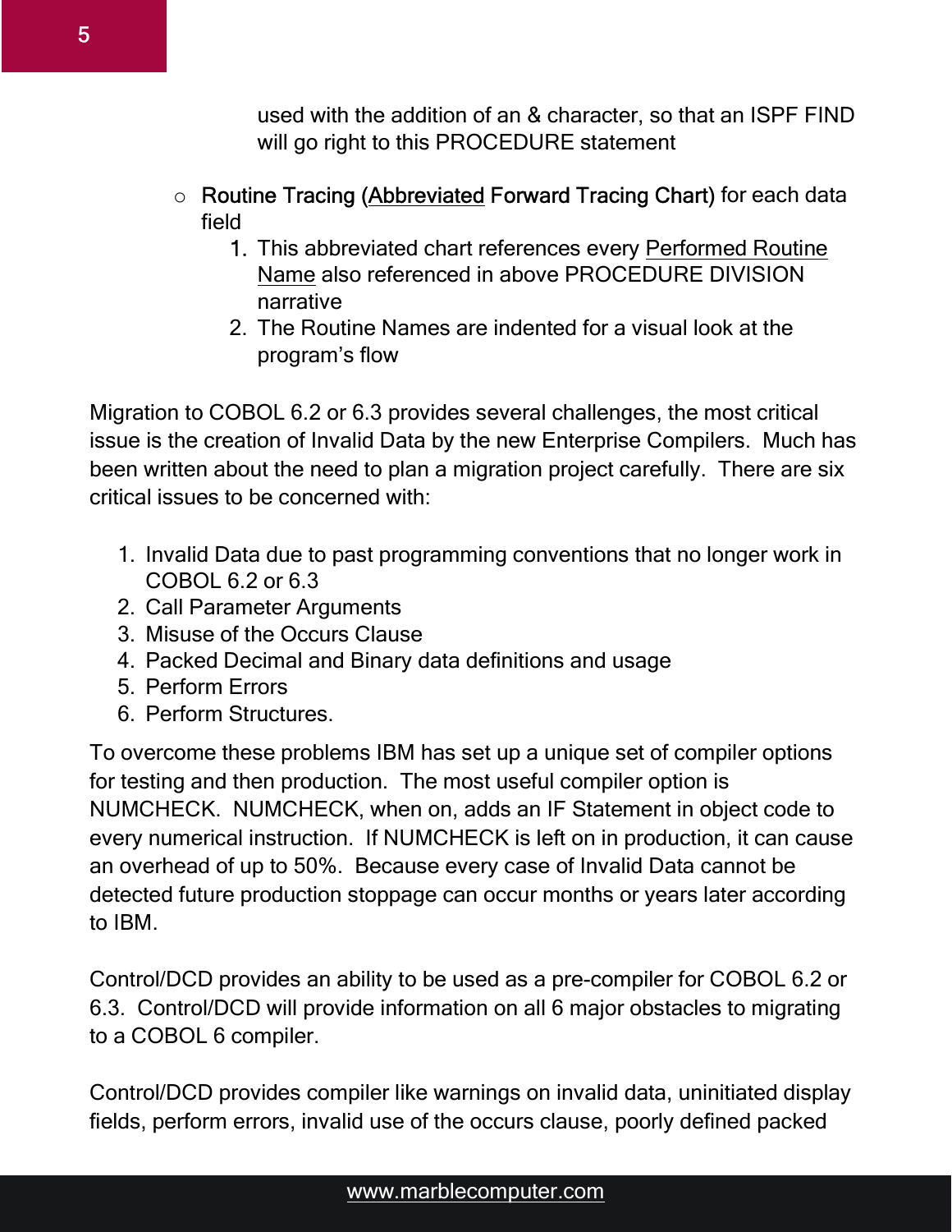used with the addition of an & character, so that an ISPF FIND will go right to this PROCEDURE statement

- Routine Tracing (Abbreviated Forward Tracing Chart) for each data field
    1. This abbreviated chart references every Performed Routine Name also referenced in above PROCEDURE DIVISION narrative
    2. The Routine Names are indented for a visual look at the program's flow

Migration to COBOL 6.2 or 6.3 provides several challenges, the most critical issue is the creation of Invalid Data by the new Enterprise Compilers. Much has been written about the need to plan a migration project carefully. There are six critical issues to be concerned with:

1. Invalid Data due to past programming conventions that no longer work in COBOL 6.2 or 6.3
2. Call Parameter Arguments
3. Misuse of the Occurs Clause
4. Packed Decimal and Binary data definitions and usage
5. Perform Errors
6. Perform Structures.

To overcome these problems IBM has set up a unique set of compiler options for testing and then production. The most useful compiler option is NUMCHECK. NUMCHECK, when on, adds an IF Statement in object code to every numerical instruction. If NUMCHECK is left on in production, it can cause an overhead of up to 50%. Because every case of Invalid Data cannot be detected future production stoppage can occur months or years later according to IBM.

Control/DCD provides an ability to be used as a pre-compiler for COBOL 6.2 or 6.3. Control/DCD will provide information on all 6 major obstacles to migrating to a COBOL 6 compiler.

Control/DCD provides compiler like warnings on invalid data, uninitiated display fields, perform errors, invalid use of the occurs clause, poorly defined packed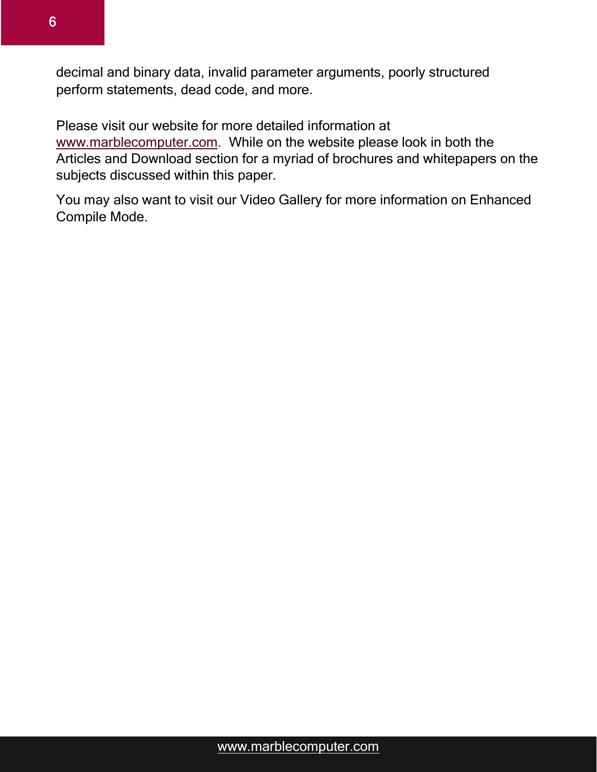decimal and binary data, invalid parameter arguments, poorly structured perform statements, dead code, and more.

Please visit our website for more detailed information at www.marblecomputer.com. While on the website please look in both the Articles and Download section for a myriad of brochures and whitepapers on the subjects discussed within this paper.

You may also want to visit our Video Gallery for more information on Enhanced Compile Mode.